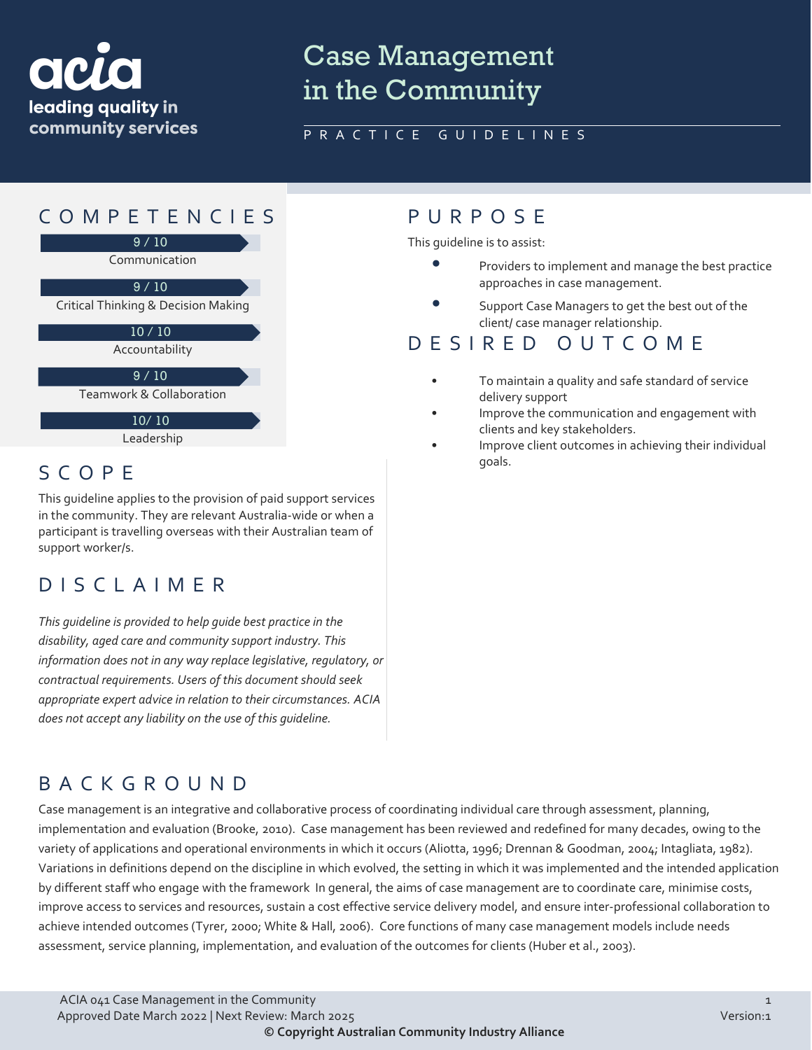acia
leading quality in community services

# Case Management in the Community

PRACTICE GUIDELINES

## COMPETENCIES

9 / 10
Communication

9 / 10
Critical Thinking & Decision Making

10 / 10
Accountability

9 / 10
Teamwork & Collaboration

10/ 10
Leadership

## SCOPE

This guideline applies to the provision of paid support services in the community. They are relevant Australia-wide or when a participant is travelling overseas with their Australian team of support worker/s.

## DISCLAIMER

*This guideline is provided to help guide best practice in the disability, aged care and community support industry. This information does not in any way replace legislative, regulatory, or contractual requirements. Users of this document should seek appropriate expert advice in relation to their circumstances. ACIA does not accept any liability on the use of this guideline.*

## PURPOSE

This guideline is to assist:

- Providers to implement and manage the best practice approaches in case management.
- Support Case Managers to get the best out of the client/ case manager relationship.

## DESIRED OUTCOME

- To maintain a quality and safe standard of service delivery support
- Improve the communication and engagement with clients and key stakeholders.
- Improve client outcomes in achieving their individual goals.

## BACKGROUND

Case management is an integrative and collaborative process of coordinating individual care through assessment, planning, implementation and evaluation (Brooke, 2010). Case management has been reviewed and redefined for many decades, owing to the variety of applications and operational environments in which it occurs (Aliotta, 1996; Drennan & Goodman, 2004; Intagliata, 1982). Variations in definitions depend on the discipline in which evolved, the setting in which it was implemented and the intended application by different staff who engage with the framework In general, the aims of case management are to coordinate care, minimise costs, improve access to services and resources, sustain a cost effective service delivery model, and ensure inter-professional collaboration to achieve intended outcomes (Tyrer, 2000; White & Hall, 2006). Core functions of many case management models include needs assessment, service planning, implementation, and evaluation of the outcomes for clients (Huber et al., 2003).

ACIA 041 Case Management in the Community
Approved Date March 2022 | Next Review: March 2025
Version:1
**© Copyright Australian Community Industry Alliance**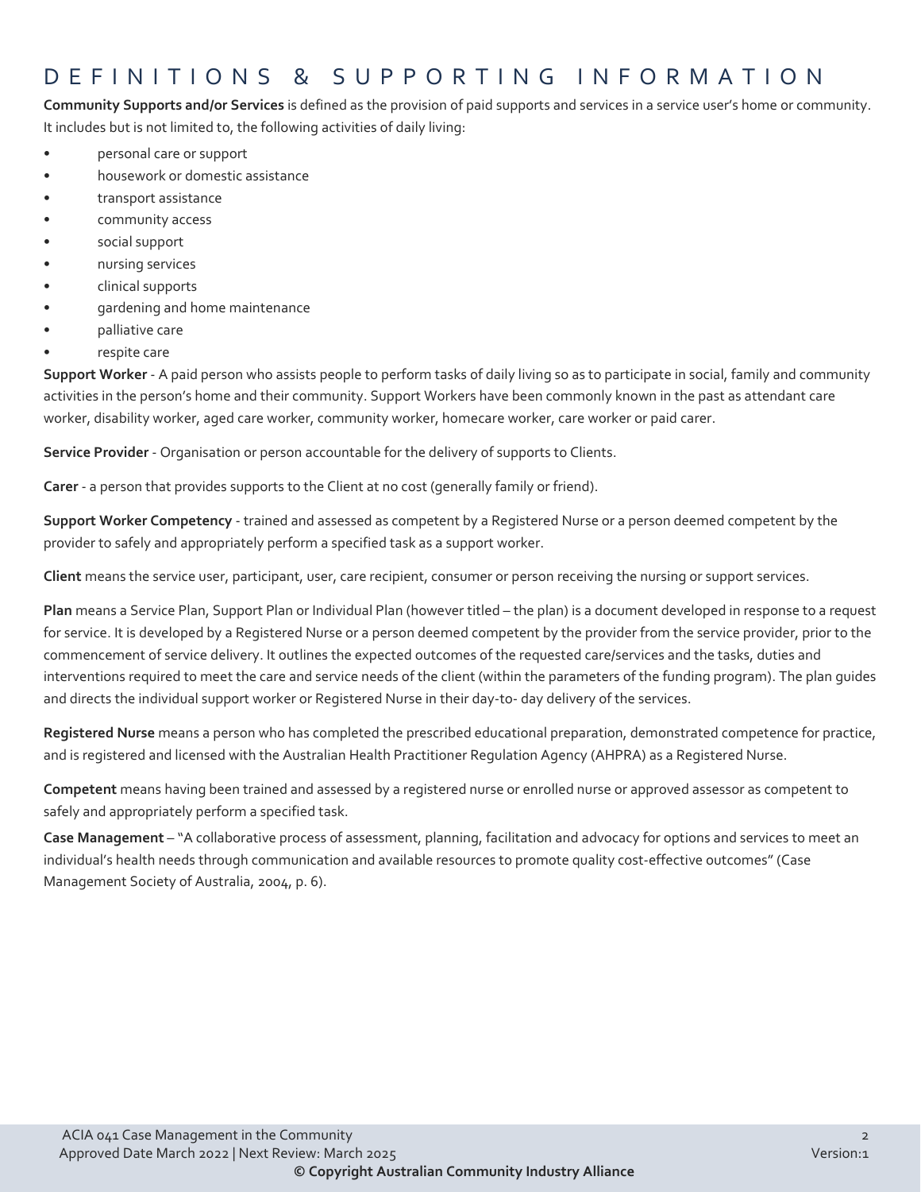# DEFINITIONS & SUPPORTING INFORMATION

**Community Supports and/or Services** is defined as the provision of paid supports and services in a service user's home or community. It includes but is not limited to, the following activities of daily living:

- personal care or support
- housework or domestic assistance
- transport assistance
- community access
- social support
- nursing services
- clinical supports
- gardening and home maintenance
- palliative care
- respite care

**Support Worker** - A paid person who assists people to perform tasks of daily living so as to participate in social, family and community activities in the person's home and their community. Support Workers have been commonly known in the past as attendant care worker, disability worker, aged care worker, community worker, homecare worker, care worker or paid carer.

**Service Provider** - Organisation or person accountable for the delivery of supports to Clients.

**Carer** - a person that provides supports to the Client at no cost (generally family or friend).

**Support Worker Competency** - trained and assessed as competent by a Registered Nurse or a person deemed competent by the provider to safely and appropriately perform a specified task as a support worker.

**Client** means the service user, participant, user, care recipient, consumer or person receiving the nursing or support services.

**Plan** means a Service Plan, Support Plan or Individual Plan (however titled – the plan) is a document developed in response to a request for service. It is developed by a Registered Nurse or a person deemed competent by the provider from the service provider, prior to the commencement of service delivery. It outlines the expected outcomes of the requested care/services and the tasks, duties and interventions required to meet the care and service needs of the client (within the parameters of the funding program). The plan guides and directs the individual support worker or Registered Nurse in their day-to- day delivery of the services.

**Registered Nurse** means a person who has completed the prescribed educational preparation, demonstrated competence for practice, and is registered and licensed with the Australian Health Practitioner Regulation Agency (AHPRA) as a Registered Nurse.

**Competent** means having been trained and assessed by a registered nurse or enrolled nurse or approved assessor as competent to safely and appropriately perform a specified task.

**Case Management** – "A collaborative process of assessment, planning, facilitation and advocacy for options and services to meet an individual's health needs through communication and available resources to promote quality cost-effective outcomes" (Case Management Society of Australia, 2004, p. 6).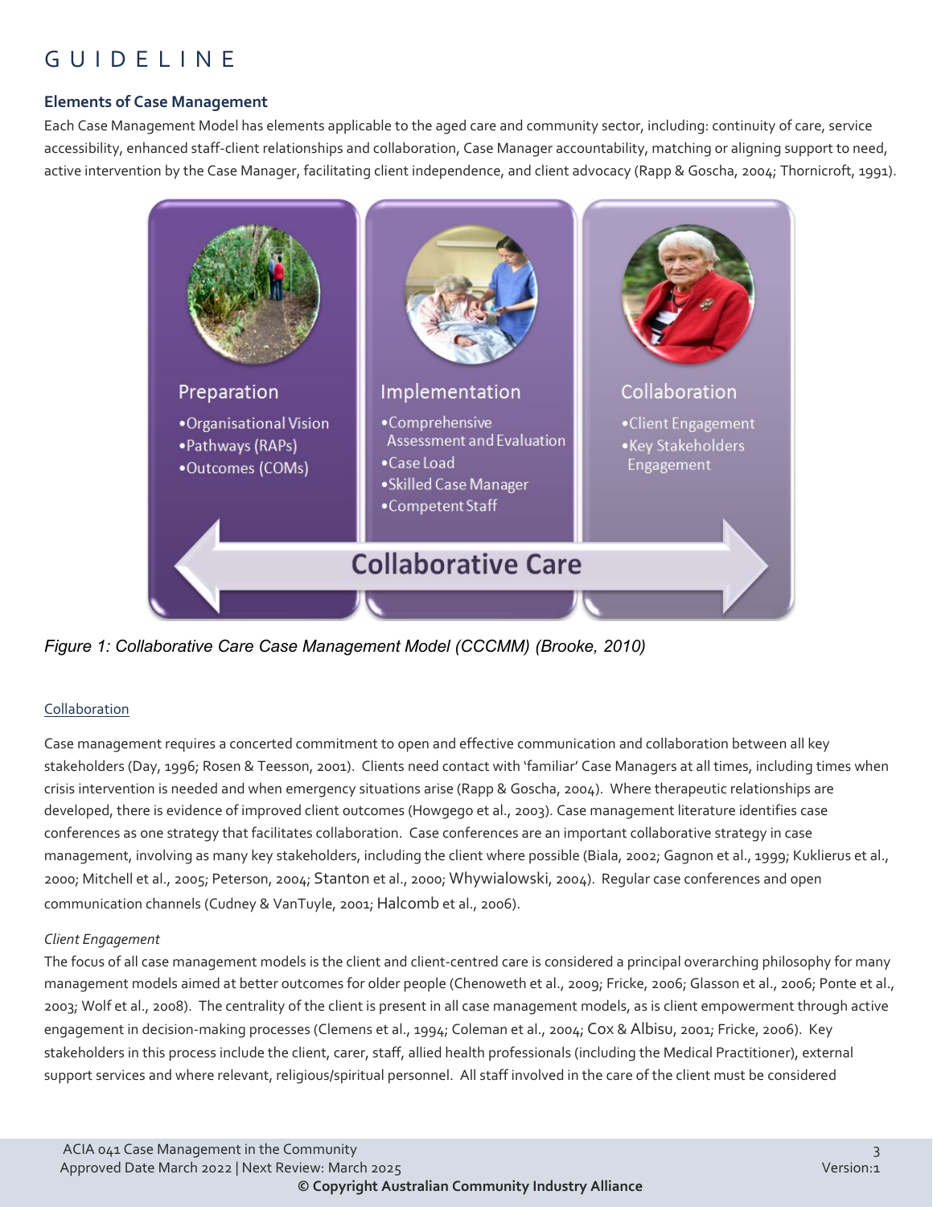# GUIDELINE

### Elements of Case Management

Each Case Management Model has elements applicable to the aged care and community sector, including: continuity of care, service accessibility, enhanced staff-client relationships and collaboration, Case Manager accountability, matching or aligning support to need, active intervention by the Case Manager, facilitating client independence, and client advocacy (Rapp & Goscha, 2004; Thornicroft, 1991).

**Preparation**
- Organisational Vision
- Pathways (RAPs)
- Outcomes (COMs)

**Implementation**
- Comprehensive Assessment and Evaluation
- Case Load
- Skilled Case Manager
- Competent Staff

**Collaboration**
- Client Engagement
- Key Stakeholders Engagement

**Collaborative Care**

*Figure 1: Collaborative Care Case Management Model (CCCMM) (Brooke, 2010)*

#### Collaboration

Case management requires a concerted commitment to open and effective communication and collaboration between all key stakeholders (Day, 1996; Rosen & Teesson, 2001). Clients need contact with 'familiar' Case Managers at all times, including times when crisis intervention is needed and when emergency situations arise (Rapp & Goscha, 2004). Where therapeutic relationships are developed, there is evidence of improved client outcomes (Howgego et al., 2003). Case management literature identifies case conferences as one strategy that facilitates collaboration. Case conferences are an important collaborative strategy in case management, involving as many key stakeholders, including the client where possible (Biala, 2002; Gagnon et al., 1999; Kuklierus et al., 2000; Mitchell et al., 2005; Peterson, 2004; Stanton et al., 2000; Whywialowski, 2004). Regular case conferences and open communication channels (Cudney & VanTuyle, 2001; Halcomb et al., 2006).

*Client Engagement*

The focus of all case management models is the client and client-centred care is considered a principal overarching philosophy for many management models aimed at better outcomes for older people (Chenoweth et al., 2009; Fricke, 2006; Glasson et al., 2006; Ponte et al., 2003; Wolf et al., 2008). The centrality of the client is present in all case management models, as is client empowerment through active engagement in decision-making processes (Clemens et al., 1994; Coleman et al., 2004; Cox & Albisu, 2001; Fricke, 2006). Key stakeholders in this process include the client, carer, staff, allied health professionals (including the Medical Practitioner), external support services and where relevant, religious/spiritual personnel. All staff involved in the care of the client must be considered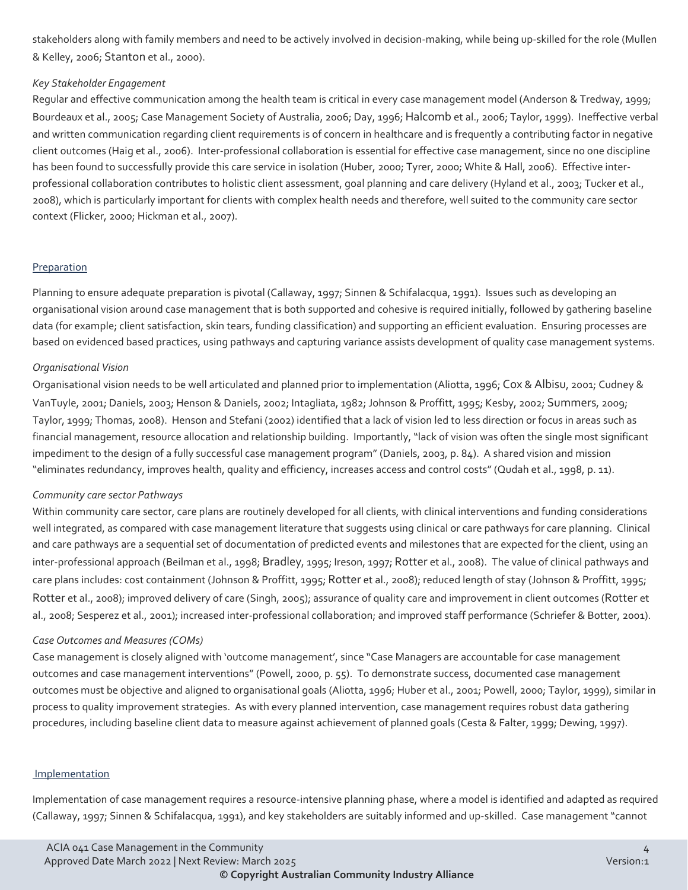stakeholders along with family members and need to be actively involved in decision-making, while being up-skilled for the role (Mullen & Kelley, 2006; Stanton et al., 2000).

*Key Stakeholder Engagement*

Regular and effective communication among the health team is critical in every case management model (Anderson & Tredway, 1999; Bourdeaux et al., 2005; Case Management Society of Australia, 2006; Day, 1996; Halcomb et al., 2006; Taylor, 1999). Ineffective verbal and written communication regarding client requirements is of concern in healthcare and is frequently a contributing factor in negative client outcomes (Haig et al., 2006). Inter-professional collaboration is essential for effective case management, since no one discipline has been found to successfully provide this care service in isolation (Huber, 2000; Tyrer, 2000; White & Hall, 2006). Effective inter-professional collaboration contributes to holistic client assessment, goal planning and care delivery (Hyland et al., 2003; Tucker et al., 2008), which is particularly important for clients with complex health needs and therefore, well suited to the community care sector context (Flicker, 2000; Hickman et al., 2007).

## Preparation

Planning to ensure adequate preparation is pivotal (Callaway, 1997; Sinnen & Schifalacqua, 1991). Issues such as developing an organisational vision around case management that is both supported and cohesive is required initially, followed by gathering baseline data (for example; client satisfaction, skin tears, funding classification) and supporting an efficient evaluation. Ensuring processes are based on evidenced based practices, using pathways and capturing variance assists development of quality case management systems.

*Organisational Vision*

Organisational vision needs to be well articulated and planned prior to implementation (Aliotta, 1996; Cox & Albisu, 2001; Cudney & VanTuyle, 2001; Daniels, 2003; Henson & Daniels, 2002; Intagliata, 1982; Johnson & Proffitt, 1995; Kesby, 2002; Summers, 2009; Taylor, 1999; Thomas, 2008). Henson and Stefani (2002) identified that a lack of vision led to less direction or focus in areas such as financial management, resource allocation and relationship building. Importantly, "lack of vision was often the single most significant impediment to the design of a fully successful case management program" (Daniels, 2003, p. 84). A shared vision and mission "eliminates redundancy, improves health, quality and efficiency, increases access and control costs" (Qudah et al., 1998, p. 11).

*Community care sector Pathways*

Within community care sector, care plans are routinely developed for all clients, with clinical interventions and funding considerations well integrated, as compared with case management literature that suggests using clinical or care pathways for care planning. Clinical and care pathways are a sequential set of documentation of predicted events and milestones that are expected for the client, using an inter-professional approach (Beilman et al., 1998; Bradley, 1995; Ireson, 1997; Rotter et al., 2008). The value of clinical pathways and care plans includes: cost containment (Johnson & Proffitt, 1995; Rotter et al., 2008); reduced length of stay (Johnson & Proffitt, 1995; Rotter et al., 2008); improved delivery of care (Singh, 2005); assurance of quality care and improvement in client outcomes (Rotter et al., 2008; Sesperez et al., 2001); increased inter-professional collaboration; and improved staff performance (Schriefer & Botter, 2001).

*Case Outcomes and Measures (COMs)*

Case management is closely aligned with 'outcome management', since "Case Managers are accountable for case management outcomes and case management interventions" (Powell, 2000, p. 55). To demonstrate success, documented case management outcomes must be objective and aligned to organisational goals (Aliotta, 1996; Huber et al., 2001; Powell, 2000; Taylor, 1999), similar in process to quality improvement strategies. As with every planned intervention, case management requires robust data gathering procedures, including baseline client data to measure against achievement of planned goals (Cesta & Falter, 1999; Dewing, 1997).

## Implementation

Implementation of case management requires a resource-intensive planning phase, where a model is identified and adapted as required (Callaway, 1997; Sinnen & Schifalacqua, 1991), and key stakeholders are suitably informed and up-skilled. Case management "cannot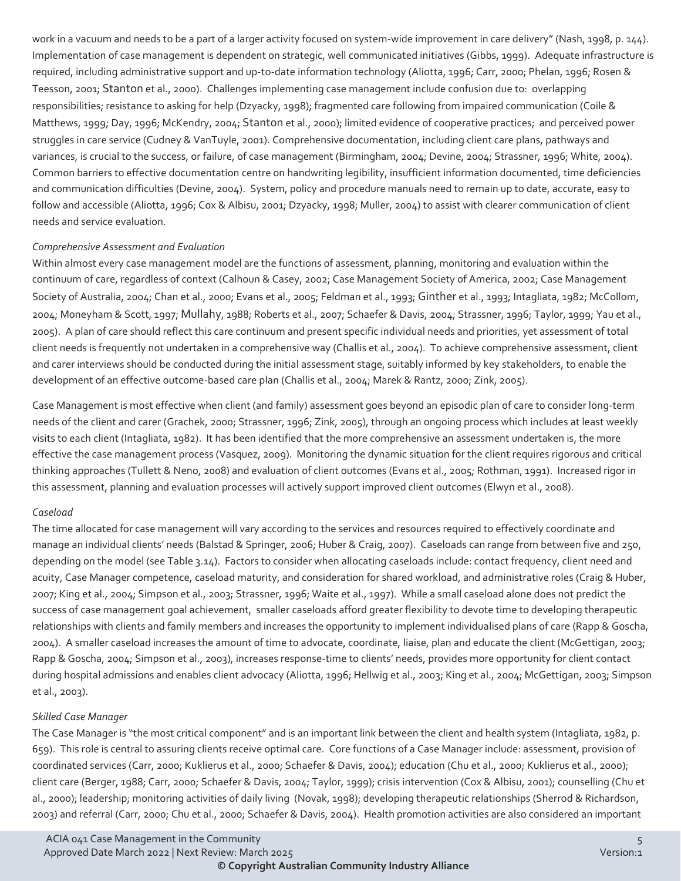work in a vacuum and needs to be a part of a larger activity focused on system-wide improvement in care delivery" (Nash, 1998, p. 144). Implementation of case management is dependent on strategic, well communicated initiatives (Gibbs, 1999). Adequate infrastructure is required, including administrative support and up-to-date information technology (Aliotta, 1996; Carr, 2000; Phelan, 1996; Rosen & Teesson, 2001; Stanton et al., 2000). Challenges implementing case management include confusion due to: overlapping responsibilities; resistance to asking for help (Dzyacky, 1998); fragmented care following from impaired communication (Coile & Matthews, 1999; Day, 1996; McKendry, 2004; Stanton et al., 2000); limited evidence of cooperative practices; and perceived power struggles in care service (Cudney & VanTuyle, 2001). Comprehensive documentation, including client care plans, pathways and variances, is crucial to the success, or failure, of case management (Birmingham, 2004; Devine, 2004; Strassner, 1996; White, 2004). Common barriers to effective documentation centre on handwriting legibility, insufficient information documented, time deficiencies and communication difficulties (Devine, 2004). System, policy and procedure manuals need to remain up to date, accurate, easy to follow and accessible (Aliotta, 1996; Cox & Albisu, 2001; Dzyacky, 1998; Muller, 2004) to assist with clearer communication of client needs and service evaluation.

*Comprehensive Assessment and Evaluation*

Within almost every case management model are the functions of assessment, planning, monitoring and evaluation within the continuum of care, regardless of context (Calhoun & Casey, 2002; Case Management Society of America, 2002; Case Management Society of Australia, 2004; Chan et al., 2000; Evans et al., 2005; Feldman et al., 1993; Ginther et al., 1993; Intagliata, 1982; McCollom, 2004; Moneyham & Scott, 1997; Mullahy, 1988; Roberts et al., 2007; Schaefer & Davis, 2004; Strassner, 1996; Taylor, 1999; Yau et al., 2005). A plan of care should reflect this care continuum and present specific individual needs and priorities, yet assessment of total client needs is frequently not undertaken in a comprehensive way (Challis et al., 2004). To achieve comprehensive assessment, client and carer interviews should be conducted during the initial assessment stage, suitably informed by key stakeholders, to enable the development of an effective outcome-based care plan (Challis et al., 2004; Marek & Rantz, 2000; Zink, 2005).

Case Management is most effective when client (and family) assessment goes beyond an episodic plan of care to consider long-term needs of the client and carer (Grachek, 2000; Strassner, 1996; Zink, 2005), through an ongoing process which includes at least weekly visits to each client (Intagliata, 1982). It has been identified that the more comprehensive an assessment undertaken is, the more effective the case management process (Vasquez, 2009). Monitoring the dynamic situation for the client requires rigorous and critical thinking approaches (Tullett & Neno, 2008) and evaluation of client outcomes (Evans et al., 2005; Rothman, 1991). Increased rigor in this assessment, planning and evaluation processes will actively support improved client outcomes (Elwyn et al., 2008).

*Caseload*

The time allocated for case management will vary according to the services and resources required to effectively coordinate and manage an individual clients' needs (Balstad & Springer, 2006; Huber & Craig, 2007). Caseloads can range from between five and 250, depending on the model (see Table 3.14). Factors to consider when allocating caseloads include: contact frequency, client need and acuity, Case Manager competence, caseload maturity, and consideration for shared workload, and administrative roles (Craig & Huber, 2007; King et al., 2004; Simpson et al., 2003; Strassner, 1996; Waite et al., 1997). While a small caseload alone does not predict the success of case management goal achievement, smaller caseloads afford greater flexibility to devote time to developing therapeutic relationships with clients and family members and increases the opportunity to implement individualised plans of care (Rapp & Goscha, 2004). A smaller caseload increases the amount of time to advocate, coordinate, liaise, plan and educate the client (McGettigan, 2003; Rapp & Goscha, 2004; Simpson et al., 2003), increases response-time to clients' needs, provides more opportunity for client contact during hospital admissions and enables client advocacy (Aliotta, 1996; Hellwig et al., 2003; King et al., 2004; McGettigan, 2003; Simpson et al., 2003).

*Skilled Case Manager*

The Case Manager is "the most critical component" and is an important link between the client and health system (Intagliata, 1982, p. 659). This role is central to assuring clients receive optimal care. Core functions of a Case Manager include: assessment, provision of coordinated services (Carr, 2000; Kuklierus et al., 2000; Schaefer & Davis, 2004); education (Chu et al., 2000; Kuklierus et al., 2000); client care (Berger, 1988; Carr, 2000; Schaefer & Davis, 2004; Taylor, 1999); crisis intervention (Cox & Albisu, 2001); counselling (Chu et al., 2000); leadership; monitoring activities of daily living (Novak, 1998); developing therapeutic relationships (Sherrod & Richardson, 2003) and referral (Carr, 2000; Chu et al., 2000; Schaefer & Davis, 2004). Health promotion activities are also considered an important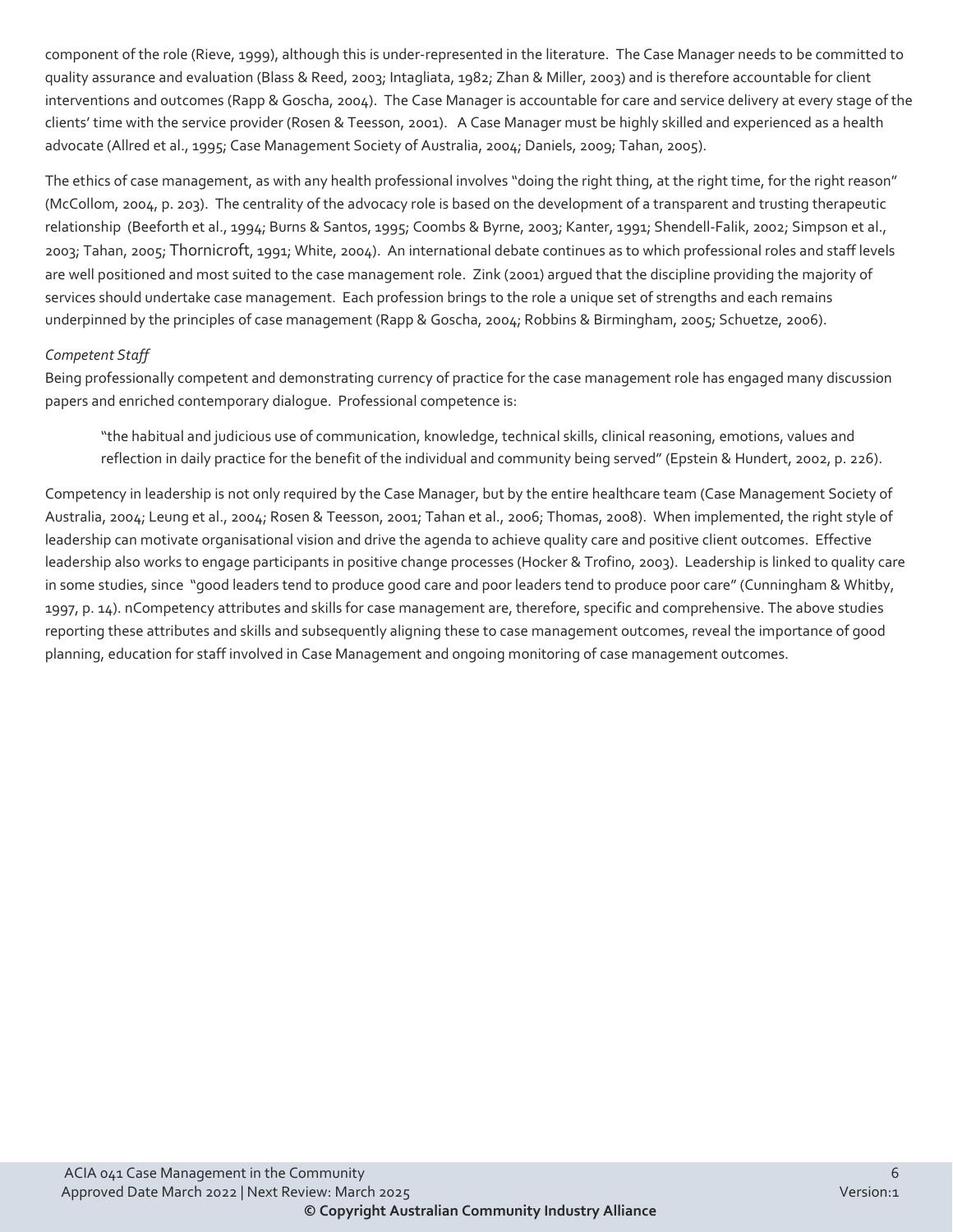component of the role (Rieve, 1999), although this is under-represented in the literature. The Case Manager needs to be committed to quality assurance and evaluation (Blass & Reed, 2003; Intagliata, 1982; Zhan & Miller, 2003) and is therefore accountable for client interventions and outcomes (Rapp & Goscha, 2004). The Case Manager is accountable for care and service delivery at every stage of the clients' time with the service provider (Rosen & Teesson, 2001). A Case Manager must be highly skilled and experienced as a health advocate (Allred et al., 1995; Case Management Society of Australia, 2004; Daniels, 2009; Tahan, 2005).

The ethics of case management, as with any health professional involves "doing the right thing, at the right time, for the right reason" (McCollom, 2004, p. 203). The centrality of the advocacy role is based on the development of a transparent and trusting therapeutic relationship (Beeforth et al., 1994; Burns & Santos, 1995; Coombs & Byrne, 2003; Kanter, 1991; Shendell-Falik, 2002; Simpson et al., 2003; Tahan, 2005; Thornicroft, 1991; White, 2004). An international debate continues as to which professional roles and staff levels are well positioned and most suited to the case management role. Zink (2001) argued that the discipline providing the majority of services should undertake case management. Each profession brings to the role a unique set of strengths and each remains underpinned by the principles of case management (Rapp & Goscha, 2004; Robbins & Birmingham, 2005; Schuetze, 2006).

*Competent Staff*

Being professionally competent and demonstrating currency of practice for the case management role has engaged many discussion papers and enriched contemporary dialogue. Professional competence is:

> "the habitual and judicious use of communication, knowledge, technical skills, clinical reasoning, emotions, values and reflection in daily practice for the benefit of the individual and community being served" (Epstein & Hundert, 2002, p. 226).

Competency in leadership is not only required by the Case Manager, but by the entire healthcare team (Case Management Society of Australia, 2004; Leung et al., 2004; Rosen & Teesson, 2001; Tahan et al., 2006; Thomas, 2008). When implemented, the right style of leadership can motivate organisational vision and drive the agenda to achieve quality care and positive client outcomes. Effective leadership also works to engage participants in positive change processes (Hocker & Trofino, 2003). Leadership is linked to quality care in some studies, since "good leaders tend to produce good care and poor leaders tend to produce poor care" (Cunningham & Whitby, 1997, p. 14). nCompetency attributes and skills for case management are, therefore, specific and comprehensive. The above studies reporting these attributes and skills and subsequently aligning these to case management outcomes, reveal the importance of good planning, education for staff involved in Case Management and ongoing monitoring of case management outcomes.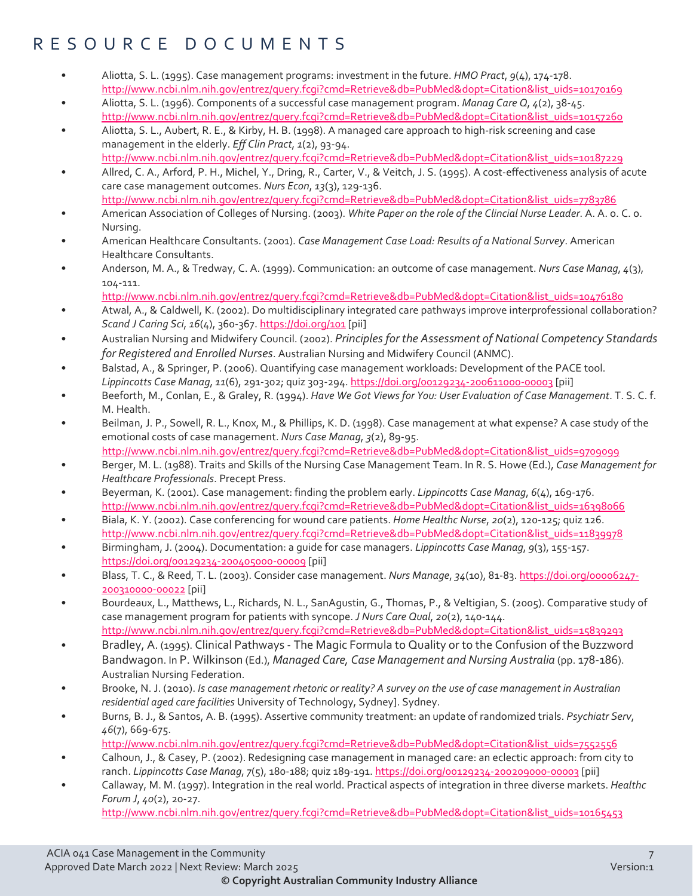# RESOURCE DOCUMENTS

- Aliotta, S. L. (1995). Case management programs: investment in the future. *HMO Pract*, *9*(4), 174-178. http://www.ncbi.nlm.nih.gov/entrez/query.fcgi?cmd=Retrieve&db=PubMed&dopt=Citation&list_uids=10170169
- Aliotta, S. L. (1996). Components of a successful case management program. *Manag Care Q*, *4*(2), 38-45. http://www.ncbi.nlm.nih.gov/entrez/query.fcgi?cmd=Retrieve&db=PubMed&dopt=Citation&list_uids=10157260
- Aliotta, S. L., Aubert, R. E., & Kirby, H. B. (1998). A managed care approach to high-risk screening and case management in the elderly. *Eff Clin Pract*, *1*(2), 93-94. http://www.ncbi.nlm.nih.gov/entrez/query.fcgi?cmd=Retrieve&db=PubMed&dopt=Citation&list_uids=10187229
- Allred, C. A., Arford, P. H., Michel, Y., Dring, R., Carter, V., & Veitch, J. S. (1995). A cost-effectiveness analysis of acute care case management outcomes. *Nurs Econ*, *13*(3), 129-136. http://www.ncbi.nlm.nih.gov/entrez/query.fcgi?cmd=Retrieve&db=PubMed&dopt=Citation&list_uids=7783786
- American Association of Colleges of Nursing. (2003). *White Paper on the role of the Clincial Nurse Leader*. A. A. o. C. o. Nursing.
- American Healthcare Consultants. (2001). *Case Management Case Load: Results of a National Survey*. American Healthcare Consultants.
- Anderson, M. A., & Tredway, C. A. (1999). Communication: an outcome of case management. *Nurs Case Manag*, *4*(3), 104-111. http://www.ncbi.nlm.nih.gov/entrez/query.fcgi?cmd=Retrieve&db=PubMed&dopt=Citation&list_uids=10476180
- Atwal, A., & Caldwell, K. (2002). Do multidisciplinary integrated care pathways improve interprofessional collaboration? *Scand J Caring Sci*, *16*(4), 360-367. https://doi.org/101 [pii]
- Australian Nursing and Midwifery Council. (2002). *Principles for the Assessment of National Competency Standards for Registered and Enrolled Nurses*. Australian Nursing and Midwifery Council (ANMC).
- Balstad, A., & Springer, P. (2006). Quantifying case management workloads: Development of the PACE tool. *Lippincotts Case Manag*, *11*(6), 291-302; quiz 303-294. https://doi.org/00129234-200611000-00003 [pii]
- Beeforth, M., Conlan, E., & Graley, R. (1994). *Have We Got Views for You: User Evaluation of Case Management*. T. S. C. f. M. Health.
- Beilman, J. P., Sowell, R. L., Knox, M., & Phillips, K. D. (1998). Case management at what expense? A case study of the emotional costs of case management. *Nurs Case Manag*, *3*(2), 89-95. http://www.ncbi.nlm.nih.gov/entrez/query.fcgi?cmd=Retrieve&db=PubMed&dopt=Citation&list_uids=9709099
- Berger, M. L. (1988). Traits and Skills of the Nursing Case Management Team. In R. S. Howe (Ed.), *Case Management for Healthcare Professionals*. Precept Press.
- Beyerman, K. (2001). Case management: finding the problem early. *Lippincotts Case Manag*, *6*(4), 169-176. http://www.ncbi.nlm.nih.gov/entrez/query.fcgi?cmd=Retrieve&db=PubMed&dopt=Citation&list_uids=16398066
- Biala, K. Y. (2002). Case conferencing for wound care patients. *Home Healthc Nurse*, *20*(2), 120-125; quiz 126. http://www.ncbi.nlm.nih.gov/entrez/query.fcgi?cmd=Retrieve&db=PubMed&dopt=Citation&list_uids=11839978
- Birmingham, J. (2004). Documentation: a guide for case managers. *Lippincotts Case Manag*, *9*(3), 155-157. https://doi.org/00129234-200405000-00009 [pii]
- Blass, T. C., & Reed, T. L. (2003). Consider case management. *Nurs Manage*, *34*(10), 81-83. https://doi.org/00006247-200310000-00022 [pii]
- Bourdeaux, L., Matthews, L., Richards, N. L., SanAgustin, G., Thomas, P., & Veltigian, S. (2005). Comparative study of case management program for patients with syncope. *J Nurs Care Qual*, *20*(2), 140-144. http://www.ncbi.nlm.nih.gov/entrez/query.fcgi?cmd=Retrieve&db=PubMed&dopt=Citation&list_uids=15839293
- Bradley, A. (1995). Clinical Pathways - The Magic Formula to Quality or to the Confusion of the Buzzword Bandwagon. In P. Wilkinson (Ed.), *Managed Care, Case Management and Nursing Australia* (pp. 178-186). Australian Nursing Federation.
- Brooke, N. J. (2010). *Is case management rhetoric or reality? A survey on the use of case management in Australian residential aged care facilities* University of Technology, Sydney]. Sydney.
- Burns, B. J., & Santos, A. B. (1995). Assertive community treatment: an update of randomized trials. *Psychiatr Serv*, *46*(7), 669-675. http://www.ncbi.nlm.nih.gov/entrez/query.fcgi?cmd=Retrieve&db=PubMed&dopt=Citation&list_uids=7552556
- Calhoun, J., & Casey, P. (2002). Redesigning case management in managed care: an eclectic approach: from city to ranch. *Lippincotts Case Manag*, *7*(5), 180-188; quiz 189-191. https://doi.org/00129234-200209000-00003 [pii]
- Callaway, M. M. (1997). Integration in the real world. Practical aspects of integration in three diverse markets. *Healthc Forum J*, *40*(2), 20-27. http://www.ncbi.nlm.nih.gov/entrez/query.fcgi?cmd=Retrieve&db=PubMed&dopt=Citation&list_uids=10165453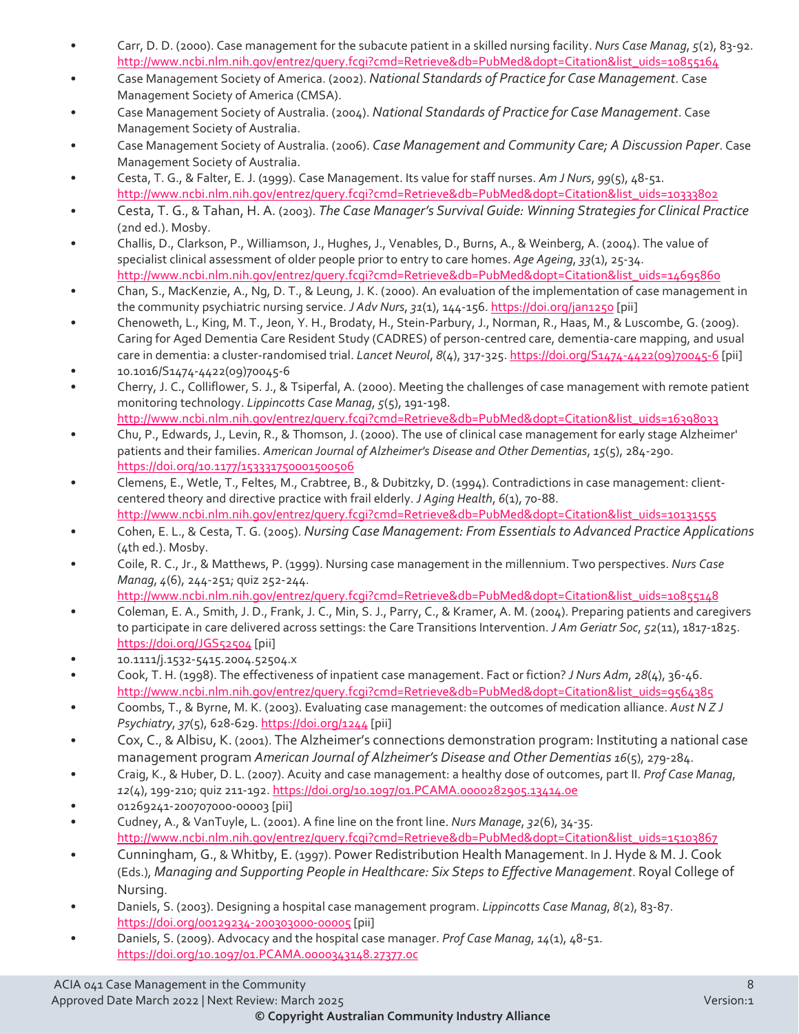- Carr, D. D. (2000). Case management for the subacute patient in a skilled nursing facility. *Nurs Case Manag*, *5*(2), 83-92. http://www.ncbi.nlm.nih.gov/entrez/query.fcgi?cmd=Retrieve&db=PubMed&dopt=Citation&list_uids=10855164
- Case Management Society of America. (2002). *National Standards of Practice for Case Management*. Case Management Society of America (CMSA).
- Case Management Society of Australia. (2004). *National Standards of Practice for Case Management*. Case Management Society of Australia.
- Case Management Society of Australia. (2006). *Case Management and Community Care; A Discussion Paper*. Case Management Society of Australia.
- Cesta, T. G., & Falter, E. J. (1999). Case Management. Its value for staff nurses. *Am J Nurs*, *99*(5), 48-51. http://www.ncbi.nlm.nih.gov/entrez/query.fcgi?cmd=Retrieve&db=PubMed&dopt=Citation&list_uids=10333802
- Cesta, T. G., & Tahan, H. A. (2003). *The Case Manager's Survival Guide: Winning Strategies for Clinical Practice* (2nd ed.). Mosby.
- Challis, D., Clarkson, P., Williamson, J., Hughes, J., Venables, D., Burns, A., & Weinberg, A. (2004). The value of specialist clinical assessment of older people prior to entry to care homes. *Age Ageing*, *33*(1), 25-34. http://www.ncbi.nlm.nih.gov/entrez/query.fcgi?cmd=Retrieve&db=PubMed&dopt=Citation&list_uids=14695860
- Chan, S., MacKenzie, A., Ng, D. T., & Leung, J. K. (2000). An evaluation of the implementation of case management in the community psychiatric nursing service. *J Adv Nurs*, *31*(1), 144-156. https://doi.org/jan1250 [pii]
- Chenoweth, L., King, M. T., Jeon, Y. H., Brodaty, H., Stein-Parbury, J., Norman, R., Haas, M., & Luscombe, G. (2009). Caring for Aged Dementia Care Resident Study (CADRES) of person-centred care, dementia-care mapping, and usual care in dementia: a cluster-randomised trial. *Lancet Neurol*, *8*(4), 317-325. https://doi.org/S1474-4422(09)70045-6 [pii]
- 10.1016/S1474-4422(09)70045-6
- Cherry, J. C., Colliflower, S. J., & Tsiperfal, A. (2000). Meeting the challenges of case management with remote patient monitoring technology. *Lippincotts Case Manag*, *5*(5), 191-198. http://www.ncbi.nlm.nih.gov/entrez/query.fcgi?cmd=Retrieve&db=PubMed&dopt=Citation&list_uids=16398033
- Chu, P., Edwards, J., Levin, R., & Thomson, J. (2000). The use of clinical case management for early stage Alzheimer' patients and their families. *American Journal of Alzheimer's Disease and Other Dementias*, *15*(5), 284-290. https://doi.org/10.1177/153331750001500506
- Clemens, E., Wetle, T., Feltes, M., Crabtree, B., & Dubitzky, D. (1994). Contradictions in case management: client-centered theory and directive practice with frail elderly. *J Aging Health*, *6*(1), 70-88. http://www.ncbi.nlm.nih.gov/entrez/query.fcgi?cmd=Retrieve&db=PubMed&dopt=Citation&list_uids=10131555
- Cohen, E. L., & Cesta, T. G. (2005). *Nursing Case Management: From Essentials to Advanced Practice Applications* (4th ed.). Mosby.
- Coile, R. C., Jr., & Matthews, P. (1999). Nursing case management in the millennium. Two perspectives. *Nurs Case Manag*, *4*(6), 244-251; quiz 252-244. http://www.ncbi.nlm.nih.gov/entrez/query.fcgi?cmd=Retrieve&db=PubMed&dopt=Citation&list_uids=10855148
- Coleman, E. A., Smith, J. D., Frank, J. C., Min, S. J., Parry, C., & Kramer, A. M. (2004). Preparing patients and caregivers to participate in care delivered across settings: the Care Transitions Intervention. *J Am Geriatr Soc*, *52*(11), 1817-1825. https://doi.org/JGS52504 [pii]
- 10.1111/j.1532-5415.2004.52504.x
- Cook, T. H. (1998). The effectiveness of inpatient case management. Fact or fiction? *J Nurs Adm*, *28*(4), 36-46. http://www.ncbi.nlm.nih.gov/entrez/query.fcgi?cmd=Retrieve&db=PubMed&dopt=Citation&list_uids=9564385
- Coombs, T., & Byrne, M. K. (2003). Evaluating case management: the outcomes of medication alliance. *Aust N Z J Psychiatry*, *37*(5), 628-629. https://doi.org/1244 [pii]
- Cox, C., & Albisu, K. (2001). The Alzheimer's connections demonstration program: Instituting a national case management program *American Journal of Alzheimer's Disease and Other Dementias* *16*(5), 279-284.
- Craig, K., & Huber, D. L. (2007). Acuity and case management: a healthy dose of outcomes, part II. *Prof Case Manag*, *12*(4), 199-210; quiz 211-192. https://doi.org/10.1097/01.PCAMA.0000282905.13414.0e
- 01269241-200707000-00003 [pii]
- Cudney, A., & VanTuyle, L. (2001). A fine line on the front line. *Nurs Manage*, *32*(6), 34-35. http://www.ncbi.nlm.nih.gov/entrez/query.fcgi?cmd=Retrieve&db=PubMed&dopt=Citation&list_uids=15103867
- Cunningham, G., & Whitby, E. (1997). Power Redistribution Health Management. In J. Hyde & M. J. Cook (Eds.), *Managing and Supporting People in Healthcare: Six Steps to Effective Management*. Royal College of Nursing.
- Daniels, S. (2003). Designing a hospital case management program. *Lippincotts Case Manag*, *8*(2), 83-87. https://doi.org/00129234-200303000-00005 [pii]
- Daniels, S. (2009). Advocacy and the hospital case manager. *Prof Case Manag*, *14*(1), 48-51. https://doi.org/10.1097/01.PCAMA.0000343148.27377.0c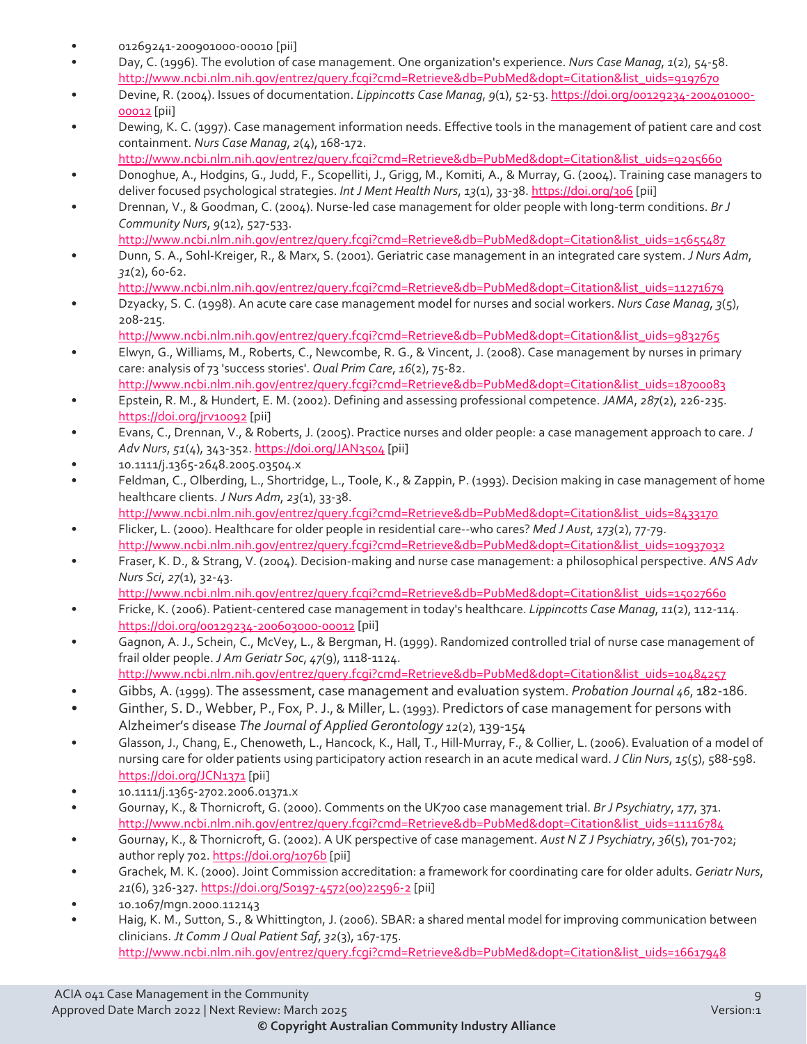- 01269241-200901000-00010 [pii]
- Day, C. (1996). The evolution of case management. One organization's experience. *Nurs Case Manag*, *1*(2), 54-58. http://www.ncbi.nlm.nih.gov/entrez/query.fcgi?cmd=Retrieve&db=PubMed&dopt=Citation&list_uids=9197670
- Devine, R. (2004). Issues of documentation. *Lippincotts Case Manag*, *9*(1), 52-53. https://doi.org/00129234-200401000-00012 [pii]
- Dewing, K. C. (1997). Case management information needs. Effective tools in the management of patient care and cost containment. *Nurs Case Manag*, *2*(4), 168-172. http://www.ncbi.nlm.nih.gov/entrez/query.fcgi?cmd=Retrieve&db=PubMed&dopt=Citation&list_uids=9295660
- Donoghue, A., Hodgins, G., Judd, F., Scopelliti, J., Grigg, M., Komiti, A., & Murray, G. (2004). Training case managers to deliver focused psychological strategies. *Int J Ment Health Nurs*, *13*(1), 33-38. https://doi.org/306 [pii]
- Drennan, V., & Goodman, C. (2004). Nurse-led case management for older people with long-term conditions. *Br J Community Nurs*, *9*(12), 527-533. http://www.ncbi.nlm.nih.gov/entrez/query.fcgi?cmd=Retrieve&db=PubMed&dopt=Citation&list_uids=15655487
- Dunn, S. A., Sohl-Kreiger, R., & Marx, S. (2001). Geriatric case management in an integrated care system. *J Nurs Adm*, *31*(2), 60-62. http://www.ncbi.nlm.nih.gov/entrez/query.fcgi?cmd=Retrieve&db=PubMed&dopt=Citation&list_uids=11271679
- Dzyacky, S. C. (1998). An acute care case management model for nurses and social workers. *Nurs Case Manag*, *3*(5), 208-215. http://www.ncbi.nlm.nih.gov/entrez/query.fcgi?cmd=Retrieve&db=PubMed&dopt=Citation&list_uids=9832765
- Elwyn, G., Williams, M., Roberts, C., Newcombe, R. G., & Vincent, J. (2008). Case management by nurses in primary care: analysis of 73 'success stories'. *Qual Prim Care*, *16*(2), 75-82. http://www.ncbi.nlm.nih.gov/entrez/query.fcgi?cmd=Retrieve&db=PubMed&dopt=Citation&list_uids=18700083
- Epstein, R. M., & Hundert, E. M. (2002). Defining and assessing professional competence. *JAMA*, *287*(2), 226-235. https://doi.org/jrv10092 [pii]
- Evans, C., Drennan, V., & Roberts, J. (2005). Practice nurses and older people: a case management approach to care. *J Adv Nurs*, *51*(4), 343-352. https://doi.org/JAN3504 [pii]
- 10.1111/j.1365-2648.2005.03504.x
- Feldman, C., Olberding, L., Shortridge, L., Toole, K., & Zappin, P. (1993). Decision making in case management of home healthcare clients. *J Nurs Adm*, *23*(1), 33-38. http://www.ncbi.nlm.nih.gov/entrez/query.fcgi?cmd=Retrieve&db=PubMed&dopt=Citation&list_uids=8433170
- Flicker, L. (2000). Healthcare for older people in residential care--who cares? *Med J Aust*, *173*(2), 77-79. http://www.ncbi.nlm.nih.gov/entrez/query.fcgi?cmd=Retrieve&db=PubMed&dopt=Citation&list_uids=10937032
- Fraser, K. D., & Strang, V. (2004). Decision-making and nurse case management: a philosophical perspective. *ANS Adv Nurs Sci*, *27*(1), 32-43. http://www.ncbi.nlm.nih.gov/entrez/query.fcgi?cmd=Retrieve&db=PubMed&dopt=Citation&list_uids=15027660
- Fricke, K. (2006). Patient-centered case management in today's healthcare. *Lippincotts Case Manag*, *11*(2), 112-114. https://doi.org/00129234-200603000-00012 [pii]
- Gagnon, A. J., Schein, C., McVey, L., & Bergman, H. (1999). Randomized controlled trial of nurse case management of frail older people. *J Am Geriatr Soc*, *47*(9), 1118-1124. http://www.ncbi.nlm.nih.gov/entrez/query.fcgi?cmd=Retrieve&db=PubMed&dopt=Citation&list_uids=10484257
- Gibbs, A. (1999). The assessment, case management and evaluation system. *Probation Journal 46*, 182-186.
- Ginther, S. D., Webber, P., Fox, P. J., & Miller, L. (1993). Predictors of case management for persons with Alzheimer's disease *The Journal of Applied Gerontology 12*(2), 139-154
- Glasson, J., Chang, E., Chenoweth, L., Hancock, K., Hall, T., Hill-Murray, F., & Collier, L. (2006). Evaluation of a model of nursing care for older patients using participatory action research in an acute medical ward. *J Clin Nurs*, *15*(5), 588-598. https://doi.org/JCN1371 [pii]
- 10.1111/j.1365-2702.2006.01371.x
- Gournay, K., & Thornicroft, G. (2000). Comments on the UK700 case management trial. *Br J Psychiatry*, *177*, 371. http://www.ncbi.nlm.nih.gov/entrez/query.fcgi?cmd=Retrieve&db=PubMed&dopt=Citation&list_uids=11116784
- Gournay, K., & Thornicroft, G. (2002). A UK perspective of case management. *Aust N Z J Psychiatry*, *36*(5), 701-702; author reply 702. https://doi.org/1076b [pii]
- Grachek, M. K. (2000). Joint Commission accreditation: a framework for coordinating care for older adults. *Geriatr Nurs*, *21*(6), 326-327. https://doi.org/S0197-4572(00)22596-2 [pii]
- 10.1067/mgn.2000.112143
- Haig, K. M., Sutton, S., & Whittington, J. (2006). SBAR: a shared mental model for improving communication between clinicians. *Jt Comm J Qual Patient Saf*, *32*(3), 167-175. http://www.ncbi.nlm.nih.gov/entrez/query.fcgi?cmd=Retrieve&db=PubMed&dopt=Citation&list_uids=16617948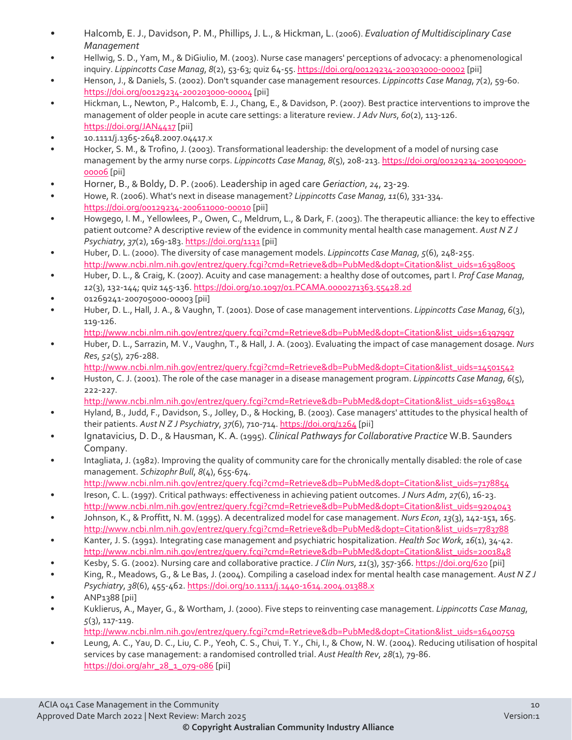- Halcomb, E. J., Davidson, P. M., Phillips, J. L., & Hickman, L. (2006). *Evaluation of Multidisciplinary Case Management*
- Hellwig, S. D., Yam, M., & DiGiulio, M. (2003). Nurse case managers' perceptions of advocacy: a phenomenological inquiry. *Lippincotts Case Manag*, *8*(2), 53-63; quiz 64-55. https://doi.org/00129234-200303000-00002 [pii]
- Henson, J., & Daniels, S. (2002). Don't squander case management resources. *Lippincotts Case Manag*, *7*(2), 59-60. https://doi.org/00129234-200203000-00004 [pii]
- Hickman, L., Newton, P., Halcomb, E. J., Chang, E., & Davidson, P. (2007). Best practice interventions to improve the management of older people in acute care settings: a literature review. *J Adv Nurs*, *60*(2), 113-126. https://doi.org/JAN4417 [pii]
- 10.1111/j.1365-2648.2007.04417.x
- Hocker, S. M., & Trofino, J. (2003). Transformational leadership: the development of a model of nursing case management by the army nurse corps. *Lippincotts Case Manag*, *8*(5), 208-213. https://doi.org/00129234-200309000-00006 [pii]
- Horner, B., & Boldy, D. P. (2006). Leadership in aged care *Geriaction*, *24*, 23-29.
- Howe, R. (2006). What's next in disease management? *Lippincotts Case Manag*, *11*(6), 331-334. https://doi.org/00129234-200611000-00010 [pii]
- Howgego, I. M., Yellowlees, P., Owen, C., Meldrum, L., & Dark, F. (2003). The therapeutic alliance: the key to effective patient outcome? A descriptive review of the evidence in community mental health case management. *Aust N Z J Psychiatry*, *37*(2), 169-183. https://doi.org/1131 [pii]
- Huber, D. L. (2000). The diversity of case management models. *Lippincotts Case Manag*, *5*(6), 248-255. http://www.ncbi.nlm.nih.gov/entrez/query.fcgi?cmd=Retrieve&db=PubMed&dopt=Citation&list_uids=16398005
- Huber, D. L., & Craig, K. (2007). Acuity and case management: a healthy dose of outcomes, part I. *Prof Case Manag*, *12*(3), 132-144; quiz 145-136. https://doi.org/10.1097/01.PCAMA.0000271363.55428.2d
- 01269241-200705000-00003 [pii]
- Huber, D. L., Hall, J. A., & Vaughn, T. (2001). Dose of case management interventions. *Lippincotts Case Manag*, *6*(3), 119-126. http://www.ncbi.nlm.nih.gov/entrez/query.fcgi?cmd=Retrieve&db=PubMed&dopt=Citation&list_uids=16397997
- Huber, D. L., Sarrazin, M. V., Vaughn, T., & Hall, J. A. (2003). Evaluating the impact of case management dosage. *Nurs Res*, *52*(5), 276-288. http://www.ncbi.nlm.nih.gov/entrez/query.fcgi?cmd=Retrieve&db=PubMed&dopt=Citation&list_uids=14501542
- Huston, C. J. (2001). The role of the case manager in a disease management program. *Lippincotts Case Manag*, *6*(5), 222-227. http://www.ncbi.nlm.nih.gov/entrez/query.fcgi?cmd=Retrieve&db=PubMed&dopt=Citation&list_uids=16398041
- Hyland, B., Judd, F., Davidson, S., Jolley, D., & Hocking, B. (2003). Case managers' attitudes to the physical health of their patients. *Aust N Z J Psychiatry*, *37*(6), 710-714. https://doi.org/1264 [pii]
- Ignatavicius, D. D., & Hausman, K. A. (1995). *Clinical Pathways for Collaborative Practice* W.B. Saunders Company.
- Intagliata, J. (1982). Improving the quality of community care for the chronically mentally disabled: the role of case management. *Schizophr Bull*, *8*(4), 655-674. http://www.ncbi.nlm.nih.gov/entrez/query.fcgi?cmd=Retrieve&db=PubMed&dopt=Citation&list_uids=7178854
- Ireson, C. L. (1997). Critical pathways: effectiveness in achieving patient outcomes. *J Nurs Adm*, *27*(6), 16-23. http://www.ncbi.nlm.nih.gov/entrez/query.fcgi?cmd=Retrieve&db=PubMed&dopt=Citation&list_uids=9204043
- Johnson, K., & Proffitt, N. M. (1995). A decentralized model for case management. *Nurs Econ*, *13*(3), 142-151, 165. http://www.ncbi.nlm.nih.gov/entrez/query.fcgi?cmd=Retrieve&db=PubMed&dopt=Citation&list_uids=7783788
- Kanter, J. S. (1991). Integrating case management and psychiatric hospitalization. *Health Soc Work*, *16*(1), 34-42. http://www.ncbi.nlm.nih.gov/entrez/query.fcgi?cmd=Retrieve&db=PubMed&dopt=Citation&list_uids=2001848
- Kesby, S. G. (2002). Nursing care and collaborative practice. *J Clin Nurs*, *11*(3), 357-366. https://doi.org/620 [pii]
- King, R., Meadows, G., & Le Bas, J. (2004). Compiling a caseload index for mental health case management. *Aust N Z J Psychiatry*, *38*(6), 455-462. https://doi.org/10.1111/j.1440-1614.2004.01388.x
- ANP1388 [pii]
- Kuklierus, A., Mayer, G., & Wortham, J. (2000). Five steps to reinventing case management. *Lippincotts Case Manag*, *5*(3), 117-119. http://www.ncbi.nlm.nih.gov/entrez/query.fcgi?cmd=Retrieve&db=PubMed&dopt=Citation&list_uids=16400759
- Leung, A. C., Yau, D. C., Liu, C. P., Yeoh, C. S., Chui, T. Y., Chi, I., & Chow, N. W. (2004). Reducing utilisation of hospital services by case management: a randomised controlled trial. *Aust Health Rev*, *28*(1), 79-86. https://doi.org/ahr_28_1_079-086 [pii]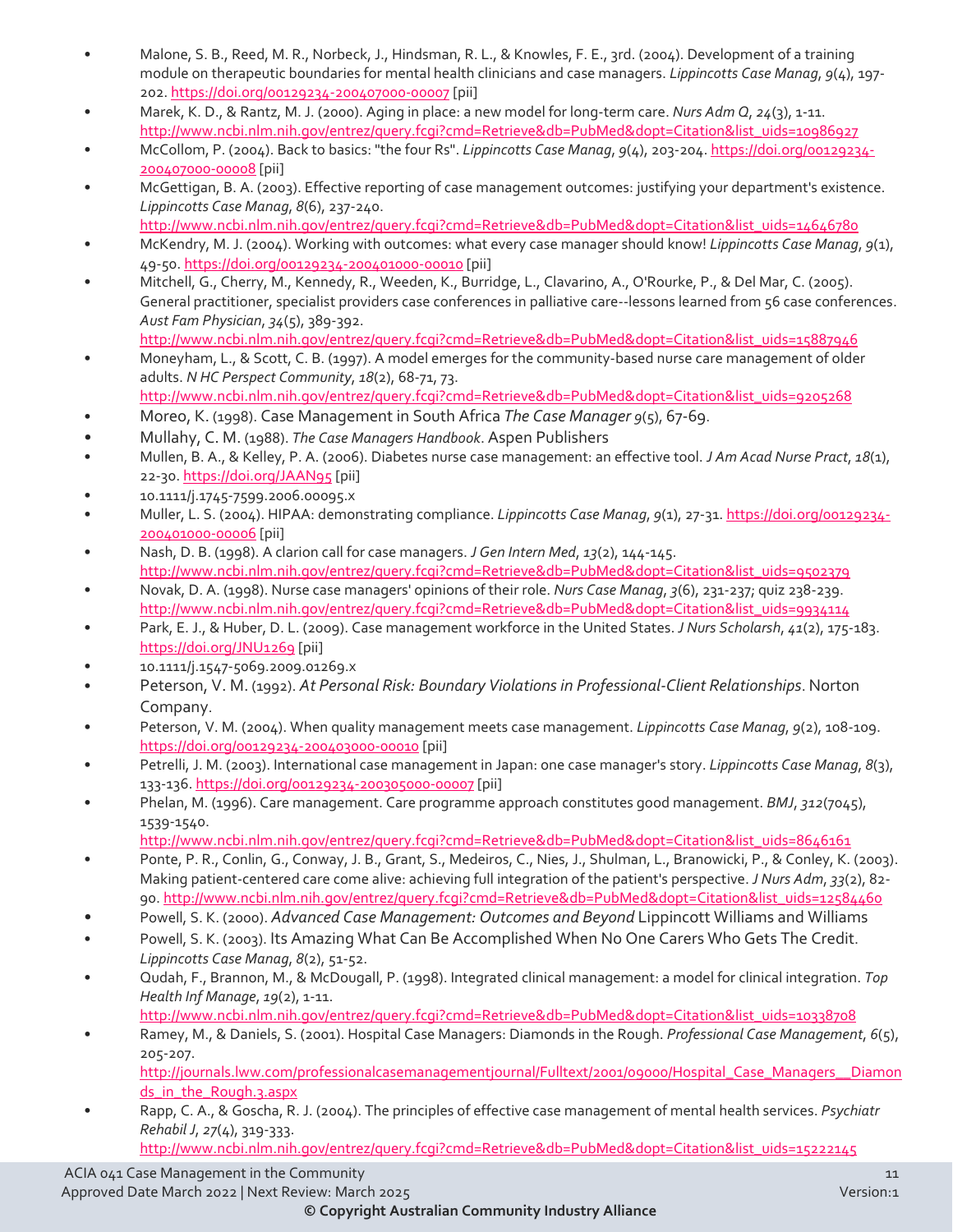- Malone, S. B., Reed, M. R., Norbeck, J., Hindsman, R. L., & Knowles, F. E., 3rd. (2004). Development of a training module on therapeutic boundaries for mental health clinicians and case managers. *Lippincotts Case Manag*, *9*(4), 197-202. https://doi.org/00129234-200407000-00007 [pii]
- Marek, K. D., & Rantz, M. J. (2000). Aging in place: a new model for long-term care. *Nurs Adm Q*, *24*(3), 1-11. http://www.ncbi.nlm.nih.gov/entrez/query.fcgi?cmd=Retrieve&db=PubMed&dopt=Citation&list_uids=10986927
- McCollom, P. (2004). Back to basics: "the four Rs". *Lippincotts Case Manag*, *9*(4), 203-204. https://doi.org/00129234-200407000-00008 [pii]
- McGettigan, B. A. (2003). Effective reporting of case management outcomes: justifying your department's existence. *Lippincotts Case Manag*, *8*(6), 237-240. http://www.ncbi.nlm.nih.gov/entrez/query.fcgi?cmd=Retrieve&db=PubMed&dopt=Citation&list_uids=14646780
- McKendry, M. J. (2004). Working with outcomes: what every case manager should know! *Lippincotts Case Manag*, *9*(1), 49-50. https://doi.org/00129234-200401000-00010 [pii]
- Mitchell, G., Cherry, M., Kennedy, R., Weeden, K., Burridge, L., Clavarino, A., O'Rourke, P., & Del Mar, C. (2005). General practitioner, specialist providers case conferences in palliative care--lessons learned from 56 case conferences. *Aust Fam Physician*, *34*(5), 389-392. http://www.ncbi.nlm.nih.gov/entrez/query.fcgi?cmd=Retrieve&db=PubMed&dopt=Citation&list_uids=15887946
- Moneyham, L., & Scott, C. B. (1997). A model emerges for the community-based nurse care management of older adults. *N HC Perspect Community*, *18*(2), 68-71, 73. http://www.ncbi.nlm.nih.gov/entrez/query.fcgi?cmd=Retrieve&db=PubMed&dopt=Citation&list_uids=9205268
- Moreo, K. (1998). Case Management in South Africa *The Case Manager 9*(5), 67-69.
- Mullahy, C. M. (1988). *The Case Managers Handbook*. Aspen Publishers
- Mullen, B. A., & Kelley, P. A. (2006). Diabetes nurse case management: an effective tool. *J Am Acad Nurse Pract*, *18*(1), 22-30. https://doi.org/JAAN95 [pii]
- 10.1111/j.1745-7599.2006.00095.x
- Muller, L. S. (2004). HIPAA: demonstrating compliance. *Lippincotts Case Manag*, *9*(1), 27-31. https://doi.org/00129234-200401000-00006 [pii]
- Nash, D. B. (1998). A clarion call for case managers. *J Gen Intern Med*, *13*(2), 144-145. http://www.ncbi.nlm.nih.gov/entrez/query.fcgi?cmd=Retrieve&db=PubMed&dopt=Citation&list_uids=9502379
- Novak, D. A. (1998). Nurse case managers' opinions of their role. *Nurs Case Manag*, *3*(6), 231-237; quiz 238-239. http://www.ncbi.nlm.nih.gov/entrez/query.fcgi?cmd=Retrieve&db=PubMed&dopt=Citation&list_uids=9934114
- Park, E. J., & Huber, D. L. (2009). Case management workforce in the United States. *J Nurs Scholarsh*, *41*(2), 175-183. https://doi.org/JNU1269 [pii]
- 10.1111/j.1547-5069.2009.01269.x
- Peterson, V. M. (1992). *At Personal Risk: Boundary Violations in Professional-Client Relationships*. Norton Company.
- Peterson, V. M. (2004). When quality management meets case management. *Lippincotts Case Manag*, *9*(2), 108-109. https://doi.org/00129234-200403000-00010 [pii]
- Petrelli, J. M. (2003). International case management in Japan: one case manager's story. *Lippincotts Case Manag*, *8*(3), 133-136. https://doi.org/00129234-200305000-00007 [pii]
- Phelan, M. (1996). Care management. Care programme approach constitutes good management. *BMJ*, *312*(7045), 1539-1540. http://www.ncbi.nlm.nih.gov/entrez/query.fcgi?cmd=Retrieve&db=PubMed&dopt=Citation&list_uids=8646161
- Ponte, P. R., Conlin, G., Conway, J. B., Grant, S., Medeiros, C., Nies, J., Shulman, L., Branowicki, P., & Conley, K. (2003). Making patient-centered care come alive: achieving full integration of the patient's perspective. *J Nurs Adm*, *33*(2), 82-90. http://www.ncbi.nlm.nih.gov/entrez/query.fcgi?cmd=Retrieve&db=PubMed&dopt=Citation&list_uids=12584460
- Powell, S. K. (2000). *Advanced Case Management: Outcomes and Beyond* Lippincott Williams and Williams
- Powell, S. K. (2003). Its Amazing What Can Be Accomplished When No One Carers Who Gets The Credit. *Lippincotts Case Manag*, *8*(2), 51-52.
- Qudah, F., Brannon, M., & McDougall, P. (1998). Integrated clinical management: a model for clinical integration. *Top Health Inf Manage*, *19*(2), 1-11. http://www.ncbi.nlm.nih.gov/entrez/query.fcgi?cmd=Retrieve&db=PubMed&dopt=Citation&list_uids=10338708
- Ramey, M., & Daniels, S. (2001). Hospital Case Managers: Diamonds in the Rough. *Professional Case Management*, *6*(5), 205-207. http://journals.lww.com/professionalcasemanagementjournal/Fulltext/2001/09000/Hospital_Case_Managers__Diamonds_in_the_Rough.3.aspx
- Rapp, C. A., & Goscha, R. J. (2004). The principles of effective case management of mental health services. *Psychiatr Rehabil J*, *27*(4), 319-333. http://www.ncbi.nlm.nih.gov/entrez/query.fcgi?cmd=Retrieve&db=PubMed&dopt=Citation&list_uids=15222145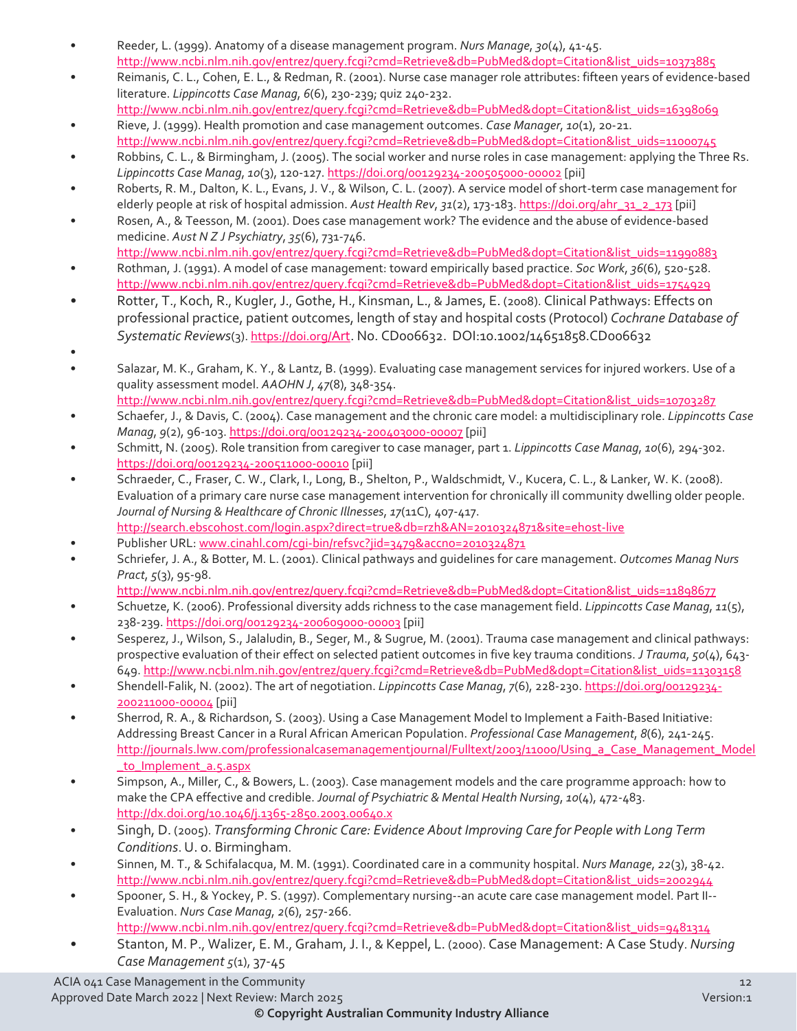- Reeder, L. (1999). Anatomy of a disease management program. *Nurs Manage*, *30*(4), 41-45. http://www.ncbi.nlm.nih.gov/entrez/query.fcgi?cmd=Retrieve&db=PubMed&dopt=Citation&list_uids=10373885
- Reimanis, C. L., Cohen, E. L., & Redman, R. (2001). Nurse case manager role attributes: fifteen years of evidence-based literature. *Lippincotts Case Manag*, *6*(6), 230-239; quiz 240-232. http://www.ncbi.nlm.nih.gov/entrez/query.fcgi?cmd=Retrieve&db=PubMed&dopt=Citation&list_uids=16398069
- Rieve, J. (1999). Health promotion and case management outcomes. *Case Manager*, *10*(1), 20-21. http://www.ncbi.nlm.nih.gov/entrez/query.fcgi?cmd=Retrieve&db=PubMed&dopt=Citation&list_uids=11000745
- Robbins, C. L., & Birmingham, J. (2005). The social worker and nurse roles in case management: applying the Three Rs. *Lippincotts Case Manag*, *10*(3), 120-127. https://doi.org/00129234-200505000-00002 [pii]
- Roberts, R. M., Dalton, K. L., Evans, J. V., & Wilson, C. L. (2007). A service model of short-term case management for elderly people at risk of hospital admission. *Aust Health Rev*, *31*(2), 173-183. https://doi.org/ahr_31_2_173 [pii]
- Rosen, A., & Teesson, M. (2001). Does case management work? The evidence and the abuse of evidence-based medicine. *Aust N Z J Psychiatry*, *35*(6), 731-746. http://www.ncbi.nlm.nih.gov/entrez/query.fcgi?cmd=Retrieve&db=PubMed&dopt=Citation&list_uids=11990883
- Rothman, J. (1991). A model of case management: toward empirically based practice. *Soc Work*, *36*(6), 520-528. http://www.ncbi.nlm.nih.gov/entrez/query.fcgi?cmd=Retrieve&db=PubMed&dopt=Citation&list_uids=1754929
- Rotter, T., Koch, R., Kugler, J., Gothe, H., Kinsman, L., & James, E. (2008). Clinical Pathways: Effects on professional practice, patient outcomes, length of stay and hospital costs (Protocol) *Cochrane Database of Systematic Reviews*(3). https://doi.org/Art. No. CD006632. DOI:10.1002/14651858.CD006632
- 
- Salazar, M. K., Graham, K. Y., & Lantz, B. (1999). Evaluating case management services for injured workers. Use of a quality assessment model. *AAOHN J*, *47*(8), 348-354. http://www.ncbi.nlm.nih.gov/entrez/query.fcgi?cmd=Retrieve&db=PubMed&dopt=Citation&list_uids=10703287
- Schaefer, J., & Davis, C. (2004). Case management and the chronic care model: a multidisciplinary role. *Lippincotts Case Manag*, *9*(2), 96-103. https://doi.org/00129234-200403000-00007 [pii]
- Schmitt, N. (2005). Role transition from caregiver to case manager, part 1. *Lippincotts Case Manag*, *10*(6), 294-302. https://doi.org/00129234-200511000-00010 [pii]
- Schraeder, C., Fraser, C. W., Clark, I., Long, B., Shelton, P., Waldschmidt, V., Kucera, C. L., & Lanker, W. K. (2008). Evaluation of a primary care nurse case management intervention for chronically ill community dwelling older people. *Journal of Nursing & Healthcare of Chronic Illnesses*, *17*(11C), 407-417. http://search.ebscohost.com/login.aspx?direct=true&db=rzh&AN=2010324871&site=ehost-live
- Publisher URL: www.cinahl.com/cgi-bin/refsvc?jid=3479&accno=2010324871
- Schriefer, J. A., & Botter, M. L. (2001). Clinical pathways and guidelines for care management. *Outcomes Manag Nurs Pract*, *5*(3), 95-98. http://www.ncbi.nlm.nih.gov/entrez/query.fcgi?cmd=Retrieve&db=PubMed&dopt=Citation&list_uids=11898677
- Schuetze, K. (2006). Professional diversity adds richness to the case management field. *Lippincotts Case Manag*, *11*(5), 238-239. https://doi.org/00129234-200609000-00003 [pii]
- Sesperez, J., Wilson, S., Jalaludin, B., Seger, M., & Sugrue, M. (2001). Trauma case management and clinical pathways: prospective evaluation of their effect on selected patient outcomes in five key trauma conditions. *J Trauma*, *50*(4), 643-649. http://www.ncbi.nlm.nih.gov/entrez/query.fcgi?cmd=Retrieve&db=PubMed&dopt=Citation&list_uids=11303158
- Shendell-Falik, N. (2002). The art of negotiation. *Lippincotts Case Manag*, *7*(6), 228-230. https://doi.org/00129234-200211000-00004 [pii]
- Sherrod, R. A., & Richardson, S. (2003). Using a Case Management Model to Implement a Faith-Based Initiative: Addressing Breast Cancer in a Rural African American Population. *Professional Case Management*, *8*(6), 241-245. http://journals.lww.com/professionalcasemanagementjournal/Fulltext/2003/11000/Using_a_Case_Management_Model_to_Implement_a.5.aspx
- Simpson, A., Miller, C., & Bowers, L. (2003). Case management models and the care programme approach: how to make the CPA effective and credible. *Journal of Psychiatric & Mental Health Nursing*, *10*(4), 472-483. http://dx.doi.org/10.1046/j.1365-2850.2003.00640.x
- Singh, D. (2005). *Transforming Chronic Care: Evidence About Improving Care for People with Long Term Conditions*. U. o. Birmingham.
- Sinnen, M. T., & Schifalacqua, M. M. (1991). Coordinated care in a community hospital. *Nurs Manage*, *22*(3), 38-42. http://www.ncbi.nlm.nih.gov/entrez/query.fcgi?cmd=Retrieve&db=PubMed&dopt=Citation&list_uids=2002944
- Spooner, S. H., & Yockey, P. S. (1997). Complementary nursing--an acute care case management model. Part II--Evaluation. *Nurs Case Manag*, *2*(6), 257-266. http://www.ncbi.nlm.nih.gov/entrez/query.fcgi?cmd=Retrieve&db=PubMed&dopt=Citation&list_uids=9481314
- Stanton, M. P., Walizer, E. M., Graham, J. I., & Keppel, L. (2000). Case Management: A Case Study. *Nursing Case Management* *5*(1), 37-45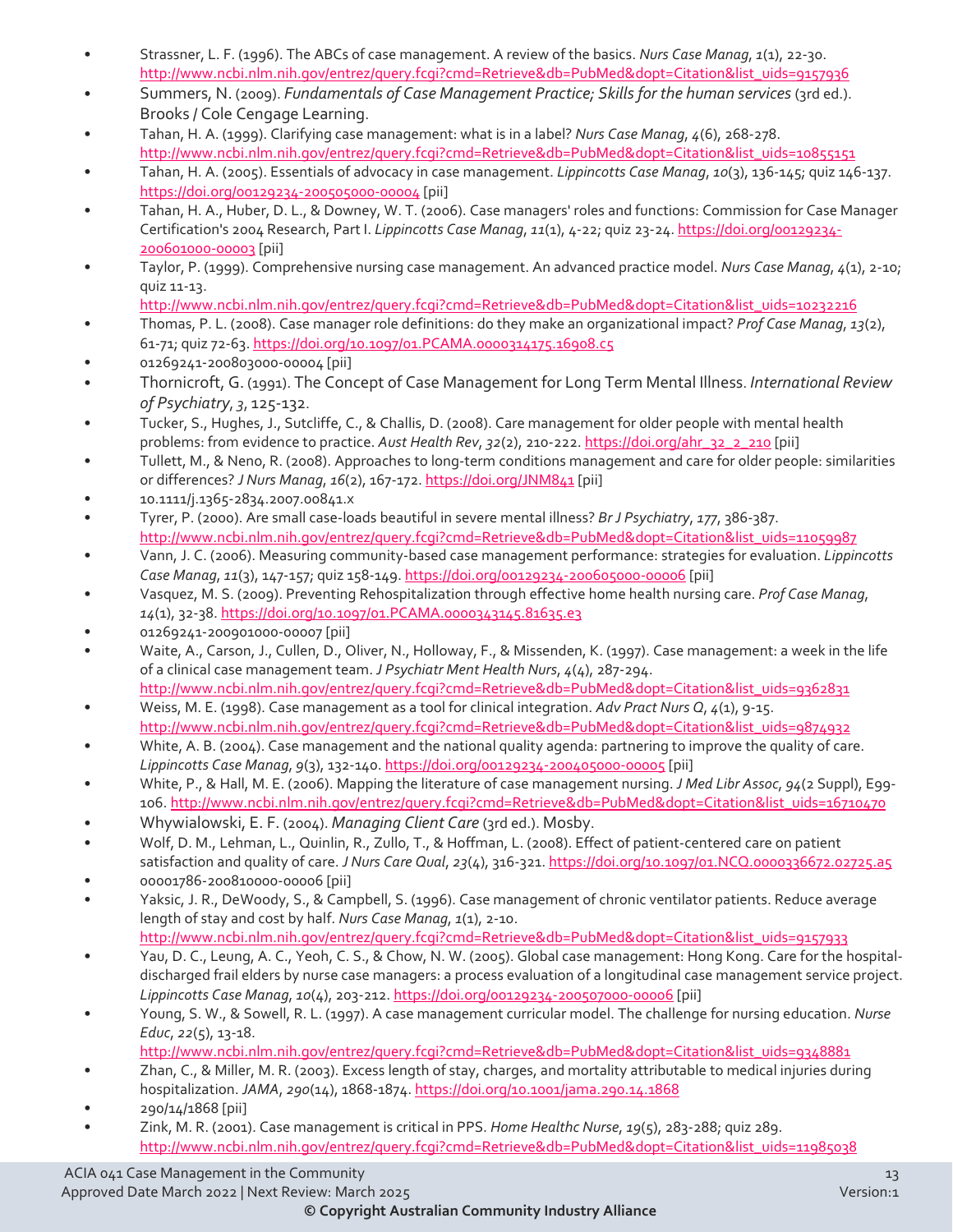- Strassner, L. F. (1996). The ABCs of case management. A review of the basics. *Nurs Case Manag*, *1*(1), 22-30. http://www.ncbi.nlm.nih.gov/entrez/query.fcgi?cmd=Retrieve&db=PubMed&dopt=Citation&list_uids=9157936
- Summers, N. (2009). *Fundamentals of Case Management Practice; Skills for the human services* (3rd ed.). Brooks / Cole Cengage Learning.
- Tahan, H. A. (1999). Clarifying case management: what is in a label? *Nurs Case Manag*, *4*(6), 268-278. http://www.ncbi.nlm.nih.gov/entrez/query.fcgi?cmd=Retrieve&db=PubMed&dopt=Citation&list_uids=10855151
- Tahan, H. A. (2005). Essentials of advocacy in case management. *Lippincotts Case Manag*, *10*(3), 136-145; quiz 146-137. https://doi.org/00129234-200505000-00004 [pii]
- Tahan, H. A., Huber, D. L., & Downey, W. T. (2006). Case managers' roles and functions: Commission for Case Manager Certification's 2004 Research, Part I. *Lippincotts Case Manag*, *11*(1), 4-22; quiz 23-24. https://doi.org/00129234-200601000-00003 [pii]
- Taylor, P. (1999). Comprehensive nursing case management. An advanced practice model. *Nurs Case Manag*, *4*(1), 2-10; quiz 11-13. http://www.ncbi.nlm.nih.gov/entrez/query.fcgi?cmd=Retrieve&db=PubMed&dopt=Citation&list_uids=10232216
- Thomas, P. L. (2008). Case manager role definitions: do they make an organizational impact? *Prof Case Manag*, *13*(2), 61-71; quiz 72-63. https://doi.org/10.1097/01.PCAMA.0000314175.16908.c5
- 01269241-200803000-00004 [pii]
- Thornicroft, G. (1991). The Concept of Case Management for Long Term Mental Illness. *International Review of Psychiatry*, *3*, 125-132.
- Tucker, S., Hughes, J., Sutcliffe, C., & Challis, D. (2008). Care management for older people with mental health problems: from evidence to practice. *Aust Health Rev*, *32*(2), 210-222. https://doi.org/ahr_32_2_210 [pii]
- Tullett, M., & Neno, R. (2008). Approaches to long-term conditions management and care for older people: similarities or differences? *J Nurs Manag*, *16*(2), 167-172. https://doi.org/JNM841 [pii]
- 10.1111/j.1365-2834.2007.00841.x
- Tyrer, P. (2000). Are small case-loads beautiful in severe mental illness? *Br J Psychiatry*, *177*, 386-387. http://www.ncbi.nlm.nih.gov/entrez/query.fcgi?cmd=Retrieve&db=PubMed&dopt=Citation&list_uids=11059987
- Vann, J. C. (2006). Measuring community-based case management performance: strategies for evaluation. *Lippincotts Case Manag*, *11*(3), 147-157; quiz 158-149. https://doi.org/00129234-200605000-00006 [pii]
- Vasquez, M. S. (2009). Preventing Rehospitalization through effective home health nursing care. *Prof Case Manag*, *14*(1), 32-38. https://doi.org/10.1097/01.PCAMA.0000343145.81635.e3
- 01269241-200901000-00007 [pii]
- Waite, A., Carson, J., Cullen, D., Oliver, N., Holloway, F., & Missenden, K. (1997). Case management: a week in the life of a clinical case management team. *J Psychiatr Ment Health Nurs*, *4*(4), 287-294. http://www.ncbi.nlm.nih.gov/entrez/query.fcgi?cmd=Retrieve&db=PubMed&dopt=Citation&list_uids=9362831
- Weiss, M. E. (1998). Case management as a tool for clinical integration. *Adv Pract Nurs Q*, *4*(1), 9-15. http://www.ncbi.nlm.nih.gov/entrez/query.fcgi?cmd=Retrieve&db=PubMed&dopt=Citation&list_uids=9874932
- White, A. B. (2004). Case management and the national quality agenda: partnering to improve the quality of care. *Lippincotts Case Manag*, *9*(3), 132-140. https://doi.org/00129234-200405000-00005 [pii]
- White, P., & Hall, M. E. (2006). Mapping the literature of case management nursing. *J Med Libr Assoc*, *94*(2 Suppl), E99-106. http://www.ncbi.nlm.nih.gov/entrez/query.fcgi?cmd=Retrieve&db=PubMed&dopt=Citation&list_uids=16710470
- Whywialowski, E. F. (2004). *Managing Client Care* (3rd ed.). Mosby.
- Wolf, D. M., Lehman, L., Quinlin, R., Zullo, T., & Hoffman, L. (2008). Effect of patient-centered care on patient satisfaction and quality of care. *J Nurs Care Qual*, *23*(4), 316-321. https://doi.org/10.1097/01.NCQ.0000336672.02725.a5
- 00001786-200810000-00006 [pii]
- Yaksic, J. R., DeWoody, S., & Campbell, S. (1996). Case management of chronic ventilator patients. Reduce average length of stay and cost by half. *Nurs Case Manag*, *1*(1), 2-10. http://www.ncbi.nlm.nih.gov/entrez/query.fcgi?cmd=Retrieve&db=PubMed&dopt=Citation&list_uids=9157933
- Yau, D. C., Leung, A. C., Yeoh, C. S., & Chow, N. W. (2005). Global case management: Hong Kong. Care for the hospital-discharged frail elders by nurse case managers: a process evaluation of a longitudinal case management service project. *Lippincotts Case Manag*, *10*(4), 203-212. https://doi.org/00129234-200507000-00006 [pii]
- Young, S. W., & Sowell, R. L. (1997). A case management curricular model. The challenge for nursing education. *Nurse Educ*, *22*(5), 13-18. http://www.ncbi.nlm.nih.gov/entrez/query.fcgi?cmd=Retrieve&db=PubMed&dopt=Citation&list_uids=9348881
- Zhan, C., & Miller, M. R. (2003). Excess length of stay, charges, and mortality attributable to medical injuries during hospitalization. *JAMA*, *290*(14), 1868-1874. https://doi.org/10.1001/jama.290.14.1868
- 290/14/1868 [pii]
- Zink, M. R. (2001). Case management is critical in PPS. *Home Healthc Nurse*, *19*(5), 283-288; quiz 289. http://www.ncbi.nlm.nih.gov/entrez/query.fcgi?cmd=Retrieve&db=PubMed&dopt=Citation&list_uids=11985038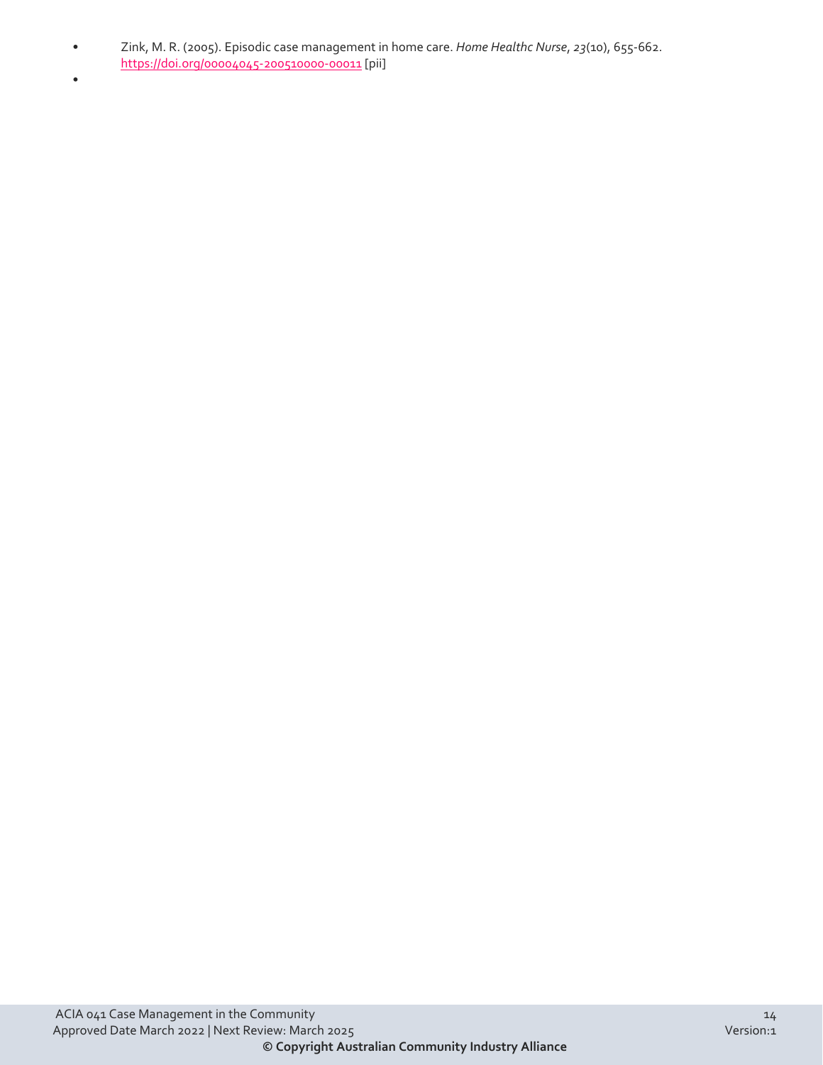- Zink, M. R. (2005). Episodic case management in home care. *Home Healthc Nurse*, *23*(10), 655-662. https://doi.org/00004045-200510000-00011 [pii]
-